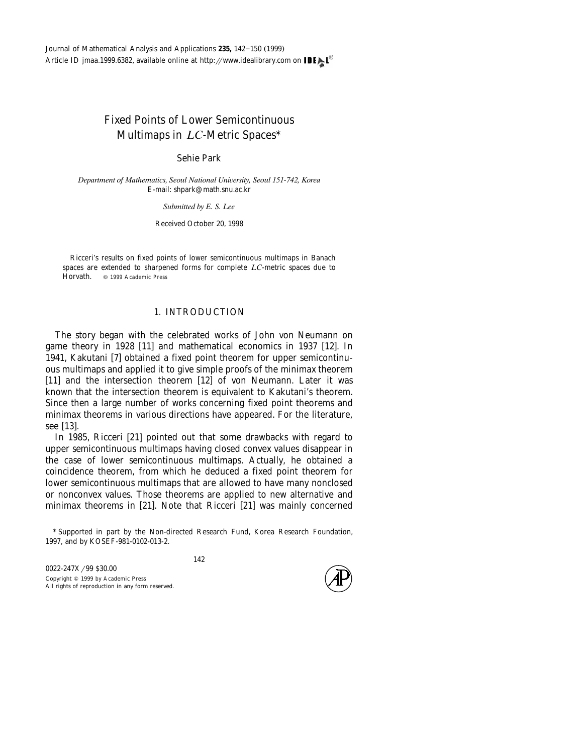# Fixed Points of Lower Semicontinuous Multimaps in *LC*-Metric Spaces*

Sehie Park

*Department of Mathematics, Seoul National University, Seoul 151-742, Korea*
E-mail: shpark@math.snu.ac.kr

*Submitted by E. S. Lee*

Received October 20, 1998

Ricceri's results on fixed points of lower semicontinuous multimaps in Banach spaces are extended to sharpened forms for complete *LC*-metric spaces due to Horvath. © 1999 Academic Press

## 1. INTRODUCTION

The story began with the celebrated works of John von Neumann on game theory in 1928 [11] and mathematical economics in 1937 [12]. In 1941, Kakutani [7] obtained a fixed point theorem for upper semicontinuous multimaps and applied it to give simple proofs of the minimax theorem [11] and the intersection theorem [12] of von Neumann. Later it was known that the intersection theorem is equivalent to Kakutani's theorem. Since then a large number of works concerning fixed point theorems and minimax theorems in various directions have appeared. For the literature, see [13].

In 1985, Ricceri [21] pointed out that some drawbacks with regard to upper semicontinuous multimaps having closed convex values disappear in the case of lower semicontinuous multimaps. Actually, he obtained a coincidence theorem, from which he deduced a fixed point theorem for lower semicontinuous multimaps that are allowed to have many nonclosed or nonconvex values. Those theorems are applied to new alternative and minimax theorems in [21]. Note that Ricceri [21] was mainly concerned

* Supported in part by the Non-directed Research Fund, Korea Research Foundation, 1997, and by KOSEF-981-0102-013-2.

0022-247X/99 $30.00
Copyright © 1999 by Academic Press
All rights of reproduction in any form reserved.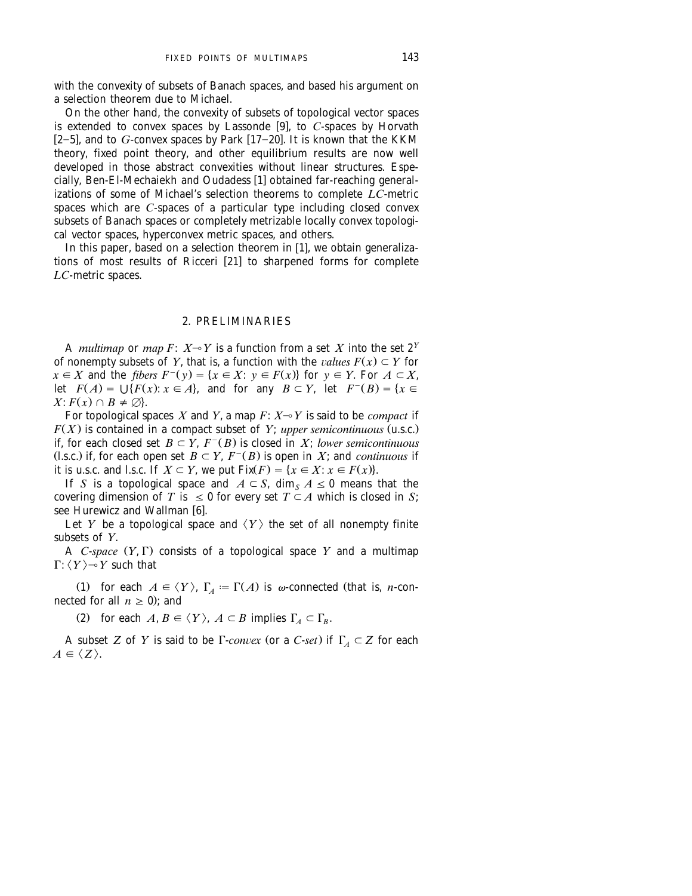with the convexity of subsets of Banach spaces, and based his argument on a selection theorem due to Michael.

On the other hand, the convexity of subsets of topological vector spaces is extended to convex spaces by Lassonde [9], to $C$-spaces by Horvath [2–5], and to $G$-convex spaces by Park [17–20]. It is known that the KKM theory, fixed point theory, and other equilibrium results are now well developed in those abstract convexities without linear structures. Especially, Ben-El-Mechaiekh and Oudadess [1] obtained far-reaching generalizations of some of Michael's selection theorems to complete $LC$-metric spaces which are $C$-spaces of a particular type including closed convex subsets of Banach spaces or completely metrizable locally convex topological vector spaces, hyperconvex metric spaces, and others.

In this paper, based on a selection theorem in [1], we obtain generalizations of most results of Ricceri [21] to sharpened forms for complete $LC$-metric spaces.

## 2. PRELIMINARIES

A *multimap* or *map* $F: X \multimap Y$ is a function from a set $X$ into the set $2^Y$ of nonempty subsets of $Y$, that is, a function with the *values* $F(x) \subset Y$ for $x \in X$ and the *fibers* $F^-(y) = \{x \in X: y \in F(x)\}$ for $y \in Y$. For $A \subset X$, let $F(A) = \bigcup\{F(x): x \in A\}$, and for any $B \subset Y$, let $F^-(B) = \{x \in X: F(x) \cap B \neq \emptyset\}$.

For topological spaces $X$ and $Y$, a map $F: X \multimap Y$ is said to be *compact* if $F(X)$ is contained in a compact subset of $Y$; *upper semicontinuous* (u.s.c.) if, for each closed set $B \subset Y$, $F^-(B)$ is closed in $X$; *lower semicontinuous* (l.s.c.) if, for each open set $B \subset Y$, $F^-(B)$ is open in $X$; and *continuous* if it is u.s.c. and l.s.c. If $X \subset Y$, we put $\mathrm{Fix}(F) = \{x \in X: x \in F(x)\}$.

If $S$ is a topological space and $A \subset S$, $\dim_S A \leq 0$ means that the covering dimension of $T$ is $\leq 0$ for every set $T \subset A$ which is closed in $S$; see Hurewicz and Wallman [6].

Let $Y$ be a topological space and $\langle Y \rangle$ the set of all nonempty finite subsets of $Y$.

A *C-space* $(Y, \Gamma)$ consists of a topological space $Y$ and a multimap $\Gamma: \langle Y \rangle \multimap Y$ such that

(1) for each $A \in \langle Y \rangle$, $\Gamma_A := \Gamma(A)$ is $\omega$-connected (that is, $n$-connected for all $n \geq 0$); and

(2) for each $A, B \in \langle Y \rangle$, $A \subset B$ implies $\Gamma_A \subset \Gamma_B$.

A subset $Z$ of $Y$ is said to be *Γ-convex* (or a *C-set*) if $\Gamma_A \subset Z$ for each $A \in \langle Z \rangle$.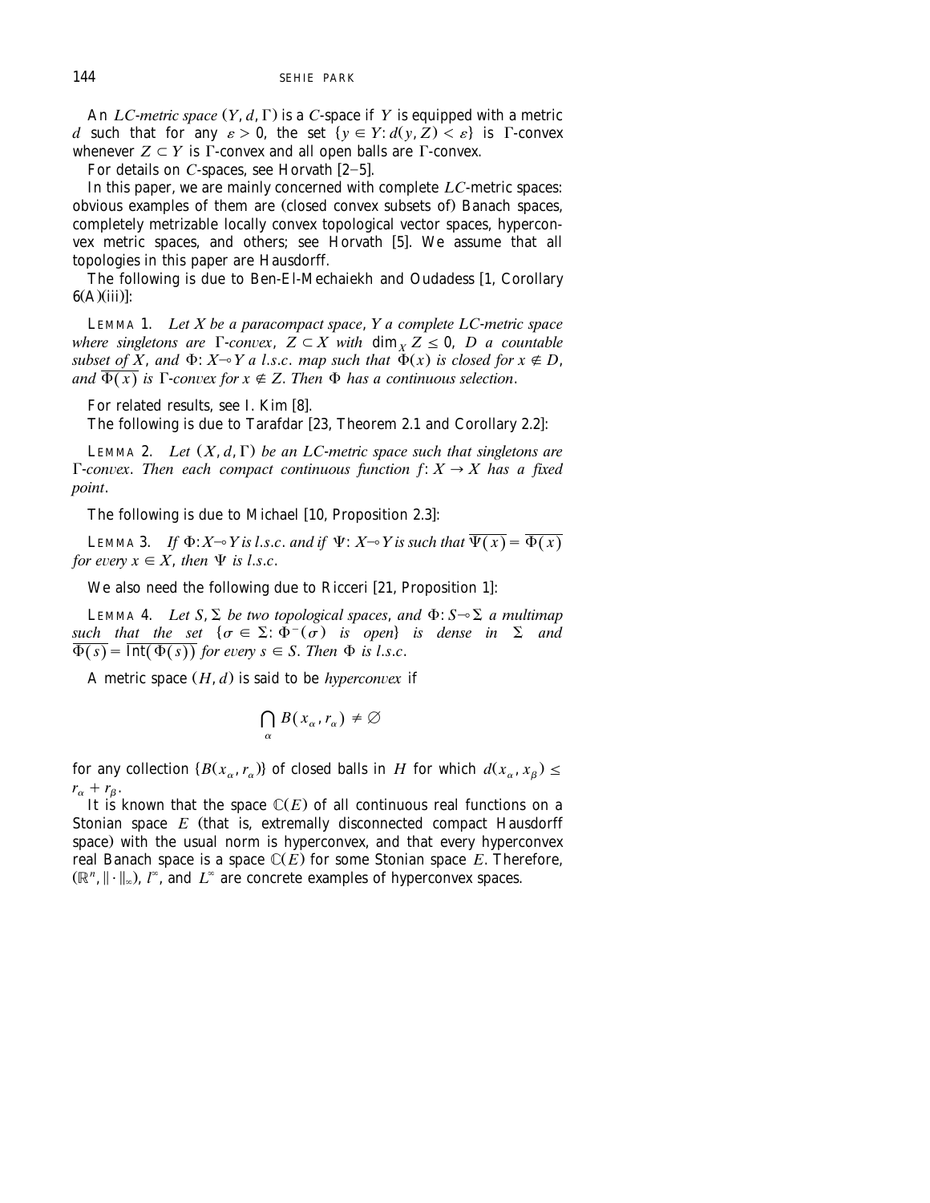An *LC-metric space* $(Y, d, \Gamma)$ is a $C$-space if $Y$ is equipped with a metric $d$ such that for any $\varepsilon > 0$, the set $\{y \in Y: d(y, Z) < \varepsilon\}$ is $\Gamma$-convex whenever $Z \subset Y$ is $\Gamma$-convex and all open balls are $\Gamma$-convex.

For details on $C$-spaces, see Horvath [2–5].

In this paper, we are mainly concerned with complete $LC$-metric spaces: obvious examples of them are (closed convex subsets of) Banach spaces, completely metrizable locally convex topological vector spaces, hyperconvex metric spaces, and others; see Horvath [5]. We assume that all topologies in this paper are Hausdorff.

The following is due to Ben-El-Mechaiekh and Oudadess [1, Corollary 6(A)(iii)]:

LEMMA 1. *Let $X$ be a paracompact space, $Y$ a complete LC-metric space where singletons are $\Gamma$-convex, $Z \subset X$ with $\dim_X Z \leq 0$, $D$ a countable subset of $X$, and $\Phi: X \multimap Y$ a l.s.c. map such that $\Phi(x)$ is closed for $x \notin D$, and $\overline{\Phi(x)}$ is $\Gamma$-convex for $x \notin Z$. Then $\Phi$ has a continuous selection.*

For related results, see I. Kim [8].

The following is due to Tarafdar [23, Theorem 2.1 and Corollary 2.2]:

LEMMA 2. *Let $(X, d, \Gamma)$ be an LC-metric space such that singletons are $\Gamma$-convex. Then each compact continuous function $f: X \to X$ has a fixed point.*

The following is due to Michael [10, Proposition 2.3]:

LEMMA 3. *If $\Phi: X \multimap Y$ is l.s.c. and if $\Psi: X \multimap Y$ is such that $\overline{\Psi(x)} = \overline{\Phi(x)}$ for every $x \in X$, then $\Psi$ is l.s.c.*

We also need the following due to Ricceri [21, Proposition 1]:

LEMMA 4. *Let $S, \Sigma$ be two topological spaces, and $\Phi: S \multimap \Sigma$ a multimap such that the set $\{\sigma \in \Sigma: \Phi^{-}(\sigma)$ is open$\}$ is dense in $\Sigma$ and $\overline{\Phi(s)} = \overline{\mathrm{Int}(\Phi(s))}$ for every $s \in S$. Then $\Phi$ is l.s.c.*

A metric space $(H, d)$ is said to be *hyperconvex* if

$$\bigcap_{\alpha} B(x_{\alpha}, r_{\alpha}) \neq \varnothing$$

for any collection $\{B(x_{\alpha}, r_{\alpha})\}$ of closed balls in $H$ for which $d(x_{\alpha}, x_{\beta}) \leq r_{\alpha} + r_{\beta}$.

It is known that the space $\mathbb{C}(E)$ of all continuous real functions on a Stonian space $E$ (that is, extremally disconnected compact Hausdorff space) with the usual norm is hyperconvex, and that every hyperconvex real Banach space is a space $\mathbb{C}(E)$ for some Stonian space $E$. Therefore, $(\mathbb{R}^n, \|\cdot\|_{\infty})$, $l^{\infty}$, and $L^{\infty}$ are concrete examples of hyperconvex spaces.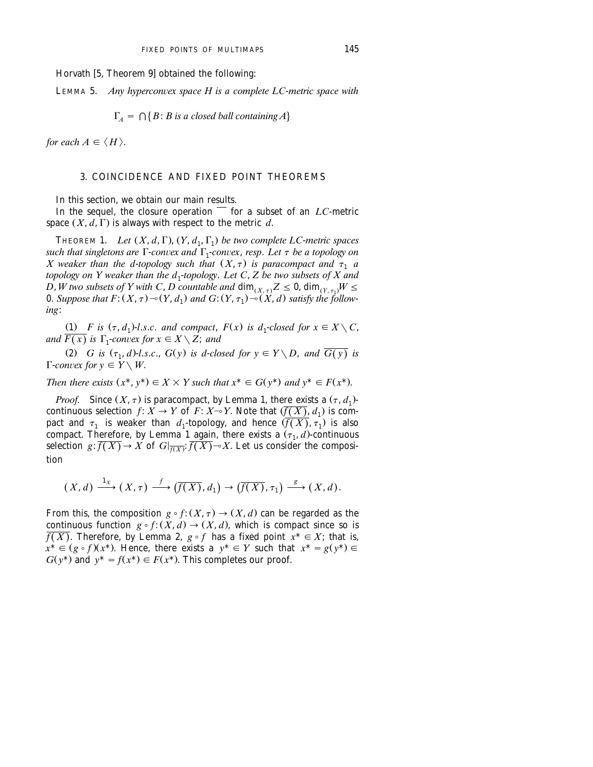Horvath [5, Theorem 9] obtained the following:

LEMMA 5. *Any hyperconvex space $H$ is a complete LC-metric space with*

$$\Gamma_A = \bigcap\{B \colon B \text{ is a closed ball containing } A\}$$

*for each $A \in \langle H \rangle$.*

## 3. COINCIDENCE AND FIXED POINT THEOREMS

In this section, we obtain our main results.

In the sequel, the closure operation $\overline{\phantom{x}}$ for a subset of an $LC$-metric space $(X, d, \Gamma)$ is always with respect to the metric $d$.

THEOREM 1. *Let $(X, d, \Gamma)$, $(Y, d_1, \Gamma_1)$ be two complete LC-metric spaces such that singletons are $\Gamma$-convex and $\Gamma_1$-convex, resp. Let $\tau$ be a topology on $X$ weaker than the $d$-topology such that $(X, \tau)$ is paracompact and $\tau_1$ a topology on $Y$ weaker than the $d_1$-topology. Let $C, Z$ be two subsets of $X$ and $D, W$ two subsets of $Y$ with $C, D$ countable and $\dim_{(X,\tau)} Z \leq 0$, $\dim_{(Y,\tau_1)} W \leq 0$. Suppose that $F \colon (X, \tau) \multimap (Y, d_1)$ and $G \colon (Y, \tau_1) \multimap (X, d)$ satisfy the following:*

(1) *$F$ is $(\tau, d_1)$-l.s.c. and compact, $F(x)$ is $d_1$-closed for $x \in X \setminus C$, and $\overline{F(x)}$ is $\Gamma_1$-convex for $x \in X \setminus Z$; and*

(2) *$G$ is $(\tau_1, d)$-l.s.c., $G(y)$ is $d$-closed for $y \in Y \setminus D$, and $\overline{G(y)}$ is $\Gamma$-convex for $y \in Y \setminus W$.*

*Then there exists $(x^*, y^*) \in X \times Y$ such that $x^* \in G(y^*)$ and $y^* \in F(x^*)$.*

*Proof.* Since $(X, \tau)$ is paracompact, by Lemma 1, there exists a $(\tau, d_1)$-continuous selection $f \colon X \to Y$ of $F \colon X \multimap Y$. Note that $(\overline{f(X)}, d_1)$ is compact and $\tau_1$ is weaker than $d_1$-topology, and hence $(\overline{f(X)}, \tau_1)$ is also compact. Therefore, by Lemma 1 again, there exists a $(\tau_1, d)$-continuous selection $g \colon \overline{f(X)} \to X$ of $G|_{\overline{f(X)}} \colon \overline{f(X)} \multimap X$. Let us consider the composition

$$(X, d) \xrightarrow{1_X} (X, \tau) \xrightarrow{f} \left(\overline{f(X)}, d_1\right) \to \left(\overline{f(X)}, \tau_1\right) \xrightarrow{g} (X, d).$$

From this, the composition $g \circ f \colon (X, \tau) \to (X, d)$ can be regarded as the continuous function $g \circ f \colon (X, d) \to (X, d)$, which is compact since so is $\overline{f(X)}$. Therefore, by Lemma 2, $g \circ f$ has a fixed point $x^* \in X$; that is, $x^* \in (g \circ f)(x^*)$. Hence, there exists a $y^* \in Y$ such that $x^* = g(y^*) \in G(y^*)$ and $y^* = f(x^*) \in F(x^*)$. This completes our proof.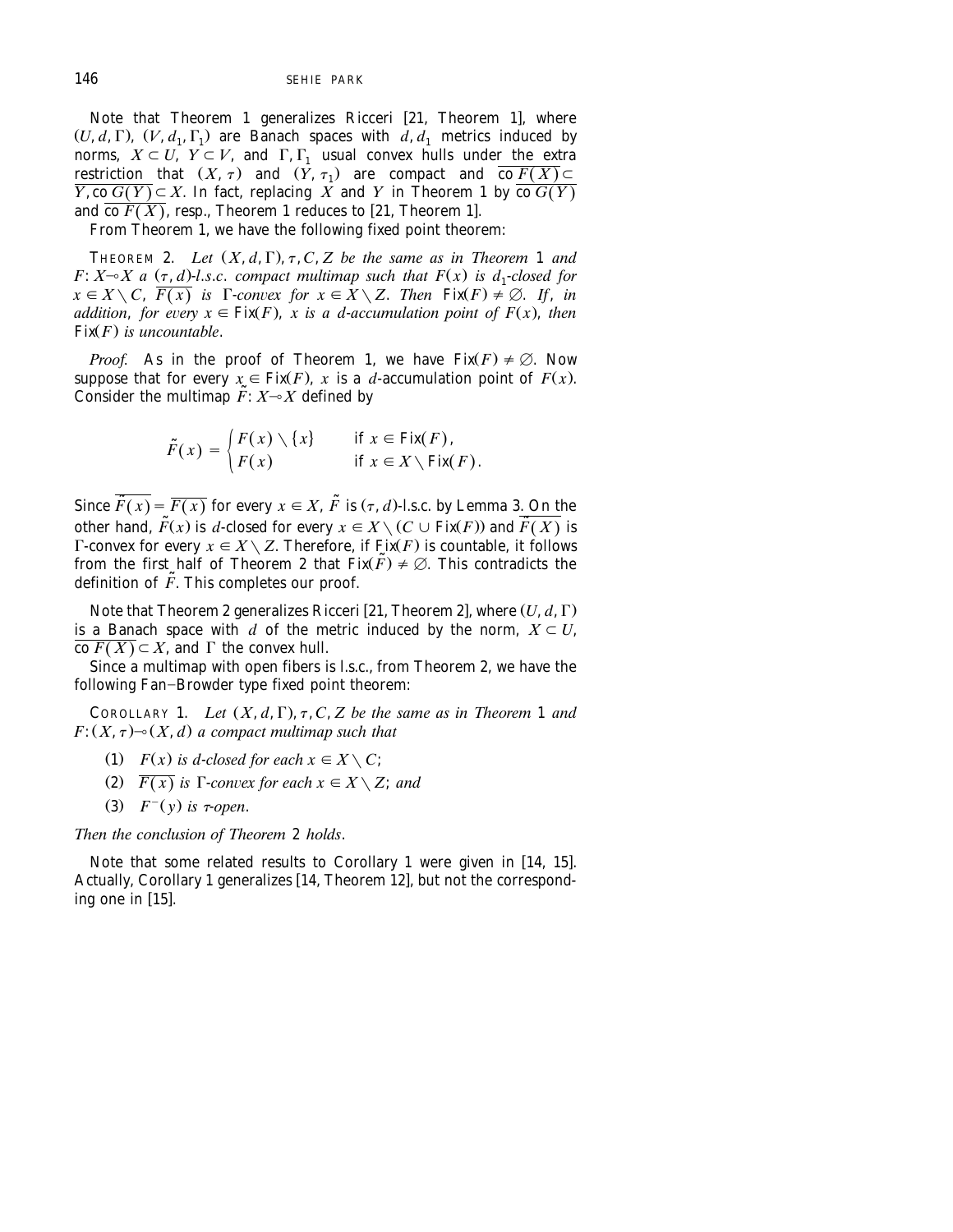Note that Theorem 1 generalizes Ricceri [21, Theorem 1], where $(U, d, \Gamma)$, $(V, d_1, \Gamma_1)$ are Banach spaces with $d, d_1$ metrics induced by norms, $X \subset U$, $Y \subset V$, and $\Gamma, \Gamma_1$ usual convex hulls under the extra restriction that $(X, \tau)$ and $(Y, \tau_1)$ are compact and $\overline{\text{co}\, F(X)} \subset Y, \overline{\text{co}\, G(Y)} \subset X$. In fact, replacing $X$ and $Y$ in Theorem 1 by $\overline{\text{co}\, G(Y)}$ and $\overline{\text{co}\, F(X)}$, resp., Theorem 1 reduces to [21, Theorem 1].

From Theorem 1, we have the following fixed point theorem:

THEOREM 2. *Let $(X, d, \Gamma), \tau, C, Z$ be the same as in Theorem 1 and $F: X \multimap X$ a $(\tau, d)$-l.s.c. compact multimap such that $F(x)$ is $d_1$-closed for $x \in X \setminus C$, $\overline{F(x)}$ is $\Gamma$-convex for $x \in X \setminus Z$. Then $\text{Fix}(F) \neq \emptyset$. If, in addition, for every $x \in \text{Fix}(F)$, $x$ is a $d$-accumulation point of $F(x)$, then $\text{Fix}(F)$ is uncountable.*

*Proof.* As in the proof of Theorem 1, we have $\text{Fix}(F) \neq \emptyset$. Now suppose that for every $x \in \text{Fix}(F)$, $x$ is a $d$-accumulation point of $F(x)$. Consider the multimap $\tilde{F}: X \multimap X$ defined by

$$\tilde{F}(x) = \begin{cases} F(x) \setminus \{x\} & \text{if } x \in \text{Fix}(F), \\ F(x) & \text{if } x \in X \setminus \text{Fix}(F). \end{cases}$$

Since $\overline{\tilde{F}(x)} = \overline{F(x)}$ for every $x \in X$, $\tilde{F}$ is $(\tau, d)$-l.s.c. by Lemma 3. On the other hand, $\tilde{F}(x)$ is $d$-closed for every $x \in X \setminus (C \cup \text{Fix}(F))$ and $\overline{\tilde{F}(X)}$ is $\Gamma$-convex for every $x \in X \setminus Z$. Therefore, if $\text{Fix}(F)$ is countable, it follows from the first half of Theorem 2 that $\text{Fix}(\tilde{F}) \neq \emptyset$. This contradicts the definition of $\tilde{F}$. This completes our proof.

Note that Theorem 2 generalizes Ricceri [21, Theorem 2], where $(U, d, \Gamma)$ is a Banach space with $d$ of the metric induced by the norm, $X \subset U$, $\overline{\text{co}\, F(X)} \subset X$, and $\Gamma$ the convex hull.

Since a multimap with open fibers is l.s.c., from Theorem 2, we have the following Fan–Browder type fixed point theorem:

COROLLARY 1. *Let $(X, d, \Gamma), \tau, C, Z$ be the same as in Theorem 1 and $F: (X, \tau) \multimap (X, d)$ a compact multimap such that*

(1) *$F(x)$ is $d$-closed for each $x \in X \setminus C$;*

(2) *$\overline{F(x)}$ is $\Gamma$-convex for each $x \in X \setminus Z$; and*

(3) *$F^-(y)$ is $\tau$-open.*

*Then the conclusion of Theorem 2 holds.*

Note that some related results to Corollary 1 were given in [14, 15]. Actually, Corollary 1 generalizes [14, Theorem 12], but not the corresponding one in [15].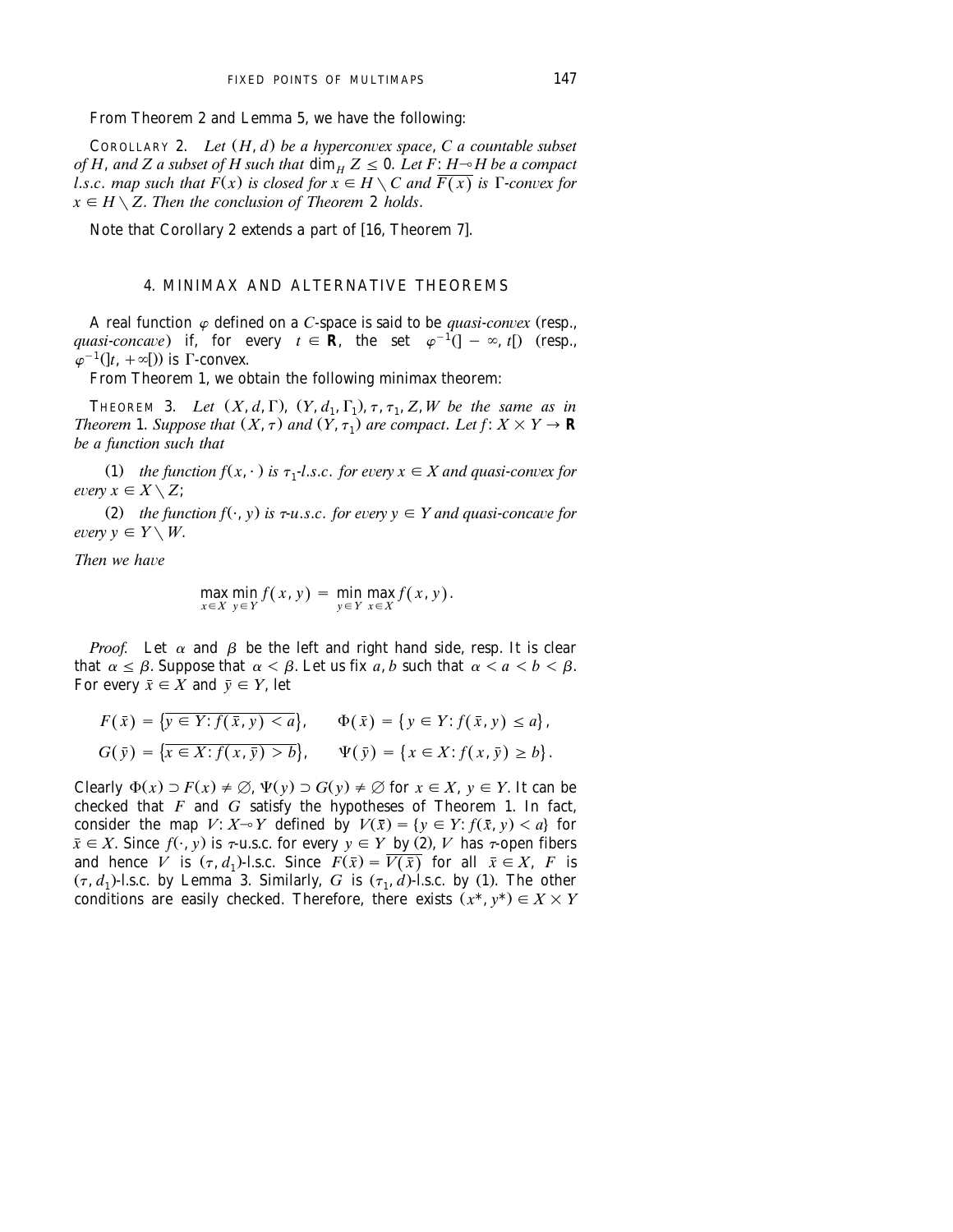From Theorem 2 and Lemma 5, we have the following:

COROLLARY 2. *Let $(H, d)$ be a hyperconvex space, $C$ a countable subset of $H$, and $Z$ a subset of $H$ such that $\dim_H Z \leq 0$. Let $F: H \multimap H$ be a compact l.s.c. map such that $F(x)$ is closed for $x \in H \setminus C$ and $\overline{F(x)}$ is $\Gamma$-convex for $x \in H \setminus Z$. Then the conclusion of Theorem 2 holds.*

Note that Corollary 2 extends a part of [16, Theorem 7].

## 4. MINIMAX AND ALTERNATIVE THEOREMS

A real function $\varphi$ defined on a $C$-space is said to be *quasi-convex* (resp., *quasi-concave*) if, for every $t \in \mathbf{R}$, the set $\varphi^{-1}(]-\infty, t[)$ (resp., $\varphi^{-1}(]t, +\infty[)$) is $\Gamma$-convex.

From Theorem 1, we obtain the following minimax theorem:

THEOREM 3. *Let $(X, d, \Gamma)$, $(Y, d_1, \Gamma_1)$, $\tau, \tau_1, Z, W$ be the same as in Theorem 1. Suppose that $(X, \tau)$ and $(Y, \tau_1)$ are compact. Let $f: X \times Y \to \mathbf{R}$ be a function such that*

(1) *the function $f(x, \cdot)$ is $\tau_1$-l.s.c. for every $x \in X$ and quasi-convex for every $x \in X \setminus Z$;*

(2) *the function $f(\cdot, y)$ is $\tau$-u.s.c. for every $y \in Y$ and quasi-concave for every $y \in Y \setminus W$.*

*Then we have*

$$\max_{x \in X} \min_{y \in Y} f(x, y) = \min_{y \in Y} \max_{x \in X} f(x, y).$$

*Proof.* Let $\alpha$ and $\beta$ be the left and right hand side, resp. It is clear that $\alpha \leq \beta$. Suppose that $\alpha < \beta$. Let us fix $a, b$ such that $\alpha < a < b < \beta$. For every $\bar{x} \in X$ and $\bar{y} \in Y$, let

$$F(\bar{x}) = \overline{\{y \in Y: f(\bar{x}, y) < a\}}, \qquad \Phi(\bar{x}) = \{y \in Y: f(\bar{x}, y) \leq a\},$$

$$G(\bar{y}) = \overline{\{x \in X: f(x, \bar{y}) > b\}}, \qquad \Psi(\bar{y}) = \{x \in X: f(x, \bar{y}) \geq b\}.$$

Clearly $\Phi(x) \supset F(x) \neq \emptyset$, $\Psi(y) \supset G(y) \neq \emptyset$ for $x \in X$, $y \in Y$. It can be checked that $F$ and $G$ satisfy the hypotheses of Theorem 1. In fact, consider the map $V: X \multimap Y$ defined by $V(\bar{x}) = \{y \in Y: f(\bar{x}, y) < a\}$ for $\bar{x} \in X$. Since $f(\cdot, y)$ is $\tau$-u.s.c. for every $y \in Y$ by (2), $V$ has $\tau$-open fibers and hence $V$ is $(\tau, d_1)$-l.s.c. Since $F(\bar{x}) = \overline{V(\bar{x})}$ for all $\bar{x} \in X$, $F$ is $(\tau, d_1)$-l.s.c. by Lemma 3. Similarly, $G$ is $(\tau_1, d)$-l.s.c. by (1). The other conditions are easily checked. Therefore, there exists $(x^*, y^*) \in X \times Y$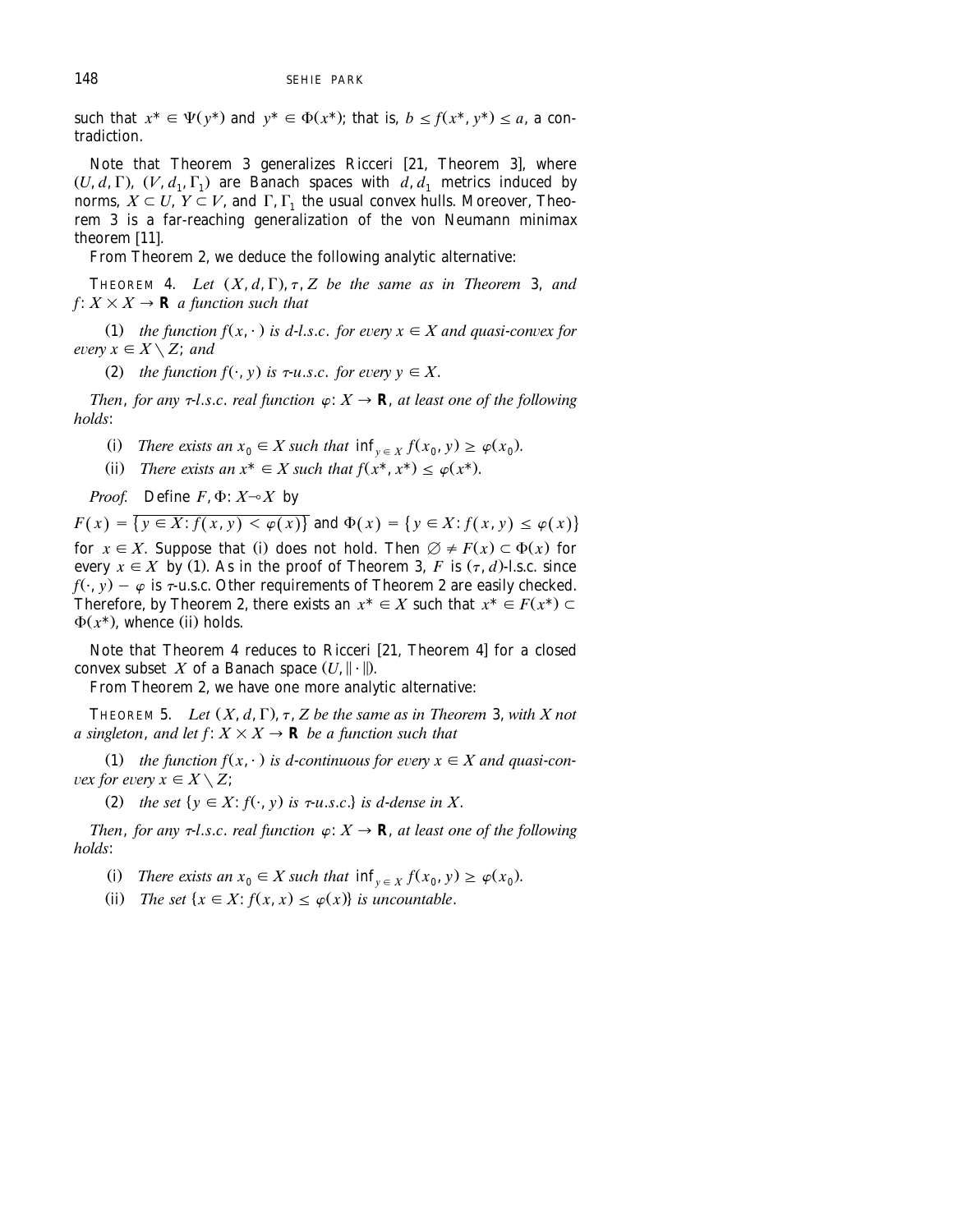such that $x^* \in \Psi(y^*)$ and $y^* \in \Phi(x^*)$; that is, $b \le f(x^*, y^*) \le a$, a contradiction.

Note that Theorem 3 generalizes Ricceri [21, Theorem 3], where $(U, d, \Gamma)$, $(V, d_1, \Gamma_1)$ are Banach spaces with $d, d_1$ metrics induced by norms, $X \subset U$, $Y \subset V$, and $\Gamma, \Gamma_1$ the usual convex hulls. Moreover, Theorem 3 is a far-reaching generalization of the von Neumann minimax theorem [11].

From Theorem 2, we deduce the following analytic alternative:

THEOREM 4. *Let $(X, d, \Gamma), \tau, Z$ be the same as in Theorem 3, and $f: X \times X \to \mathbf{R}$ a function such that*

(1) *the function $f(x, \cdot)$ is d-l.s.c. for every $x \in X$ and quasi-convex for every $x \in X \setminus Z$; and*

(2) *the function $f(\cdot, y)$ is $\tau$-u.s.c. for every $y \in X$.*

*Then, for any $\tau$-l.s.c. real function $\varphi: X \to \mathbf{R}$, at least one of the following holds:*

(i) *There exists an $x_0 \in X$ such that $\inf_{y \in X} f(x_0, y) \ge \varphi(x_0)$.*

(ii) *There exists an $x^* \in X$ such that $f(x^*, x^*) \le \varphi(x^*)$.*

*Proof.* Define $F, \Phi: X \multimap X$ by

$F(x) = \overline{\{y \in X: f(x, y) < \varphi(x)\}}$ and $\Phi(x) = \{y \in X: f(x, y) \le \varphi(x)\}$

for $x \in X$. Suppose that (i) does not hold. Then $\emptyset \ne F(x) \subset \Phi(x)$ for every $x \in X$ by (1). As in the proof of Theorem 3, $F$ is $(\tau, d)$-l.s.c. since $f(\cdot, y) - \varphi$ is $\tau$-u.s.c. Other requirements of Theorem 2 are easily checked. Therefore, by Theorem 2, there exists an $x^* \in X$ such that $x^* \in F(x^*) \subset \Phi(x^*)$, whence (ii) holds.

Note that Theorem 4 reduces to Ricceri [21, Theorem 4] for a closed convex subset $X$ of a Banach space $(U, \|\cdot\|)$.

From Theorem 2, we have one more analytic alternative:

THEOREM 5. *Let $(X, d, \Gamma), \tau, Z$ be the same as in Theorem 3, with $X$ not a singleton, and let $f: X \times X \to \mathbf{R}$ be a function such that*

(1) *the function $f(x, \cdot)$ is d-continuous for every $x \in X$ and quasi-convex for every $x \in X \setminus Z$;*

(2) *the set $\{y \in X: f(\cdot, y)$ is $\tau$-u.s.c.$\}$ is d-dense in $X$.*

*Then, for any $\tau$-l.s.c. real function $\varphi: X \to \mathbf{R}$, at least one of the following holds:*

(i) *There exists an $x_0 \in X$ such that $\inf_{y \in X} f(x_0, y) \ge \varphi(x_0)$.*

(ii) *The set $\{x \in X: f(x, x) \le \varphi(x)\}$ is uncountable.*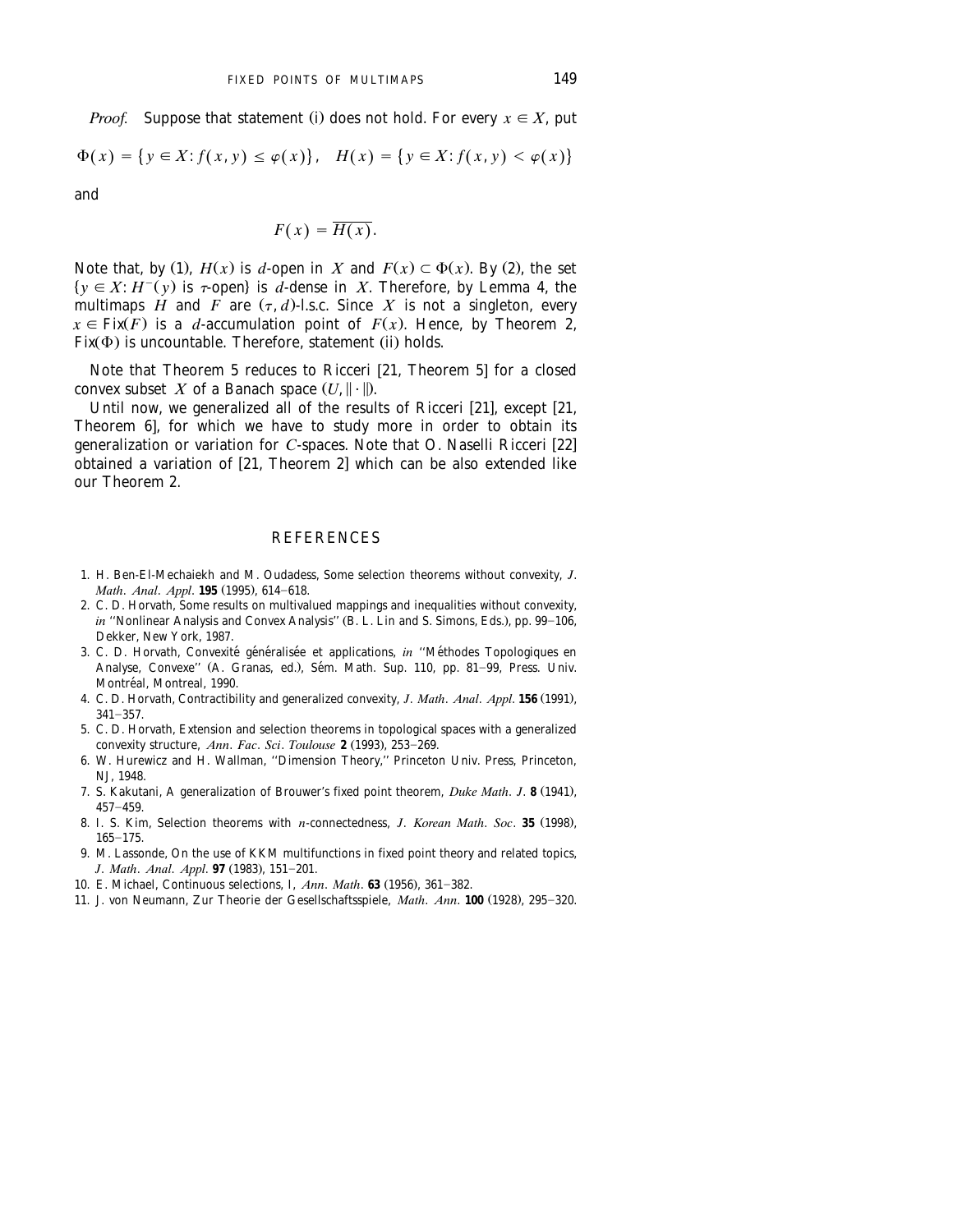*Proof.* Suppose that statement (i) does not hold. For every $x \in X$, put

$$\Phi(x) = \{y \in X: f(x, y) \leq \varphi(x)\}, \quad H(x) = \{y \in X: f(x, y) < \varphi(x)\}$$

and

$$F(x) = \overline{H(x)}.$$

Note that, by (1), $H(x)$ is $d$-open in $X$ and $F(x) \subset \Phi(x)$. By (2), the set $\{y \in X: H^{-}(y) \text{ is } \tau\text{-open}\}$ is $d$-dense in $X$. Therefore, by Lemma 4, the multimaps $H$ and $F$ are $(\tau, d)$-l.s.c. Since $X$ is not a singleton, every $x \in \text{Fix}(F)$ is a $d$-accumulation point of $F(x)$. Hence, by Theorem 2, $\text{Fix}(\Phi)$ is uncountable. Therefore, statement (ii) holds.

Note that Theorem 5 reduces to Ricceri [21, Theorem 5] for a closed convex subset $X$ of a Banach space $(U, \|\cdot\|)$.

Until now, we generalized all of the results of Ricceri [21], except [21, Theorem 6], for which we have to study more in order to obtain its generalization or variation for $C$-spaces. Note that O. Naselli Ricceri [22] obtained a variation of [21, Theorem 2] which can be also extended like our Theorem 2.

## REFERENCES

1. H. Ben-El-Mechaiekh and M. Oudadess, Some selection theorems without convexity, *J. Math. Anal. Appl.* **195** (1995), 614–618.
2. C. D. Horvath, Some results on multivalued mappings and inequalities without convexity, *in* "Nonlinear Analysis and Convex Analysis" (B. L. Lin and S. Simons, Eds.), pp. 99–106, Dekker, New York, 1987.
3. C. D. Horvath, Convexité généralisée et applications, *in* "Méthodes Topologiques en Analyse, Convexe" (A. Granas, ed.), Sém. Math. Sup. 110, pp. 81–99, Press. Univ. Montréal, Montreal, 1990.
4. C. D. Horvath, Contractibility and generalized convexity, *J. Math. Anal. Appl.* **156** (1991), 341–357.
5. C. D. Horvath, Extension and selection theorems in topological spaces with a generalized convexity structure, *Ann. Fac. Sci. Toulouse* **2** (1993), 253–269.
6. W. Hurewicz and H. Wallman, "Dimension Theory," Princeton Univ. Press, Princeton, NJ, 1948.
7. S. Kakutani, A generalization of Brouwer's fixed point theorem, *Duke Math. J.* **8** (1941), 457–459.
8. I. S. Kim, Selection theorems with $n$-connectedness, *J. Korean Math. Soc.* **35** (1998), 165–175.
9. M. Lassonde, On the use of KKM multifunctions in fixed point theory and related topics, *J. Math. Anal. Appl.* **97** (1983), 151–201.
10. E. Michael, Continuous selections, I, *Ann. Math.* **63** (1956), 361–382.
11. J. von Neumann, Zur Theorie der Gesellschaftsspiele, *Math. Ann.* **100** (1928), 295–320.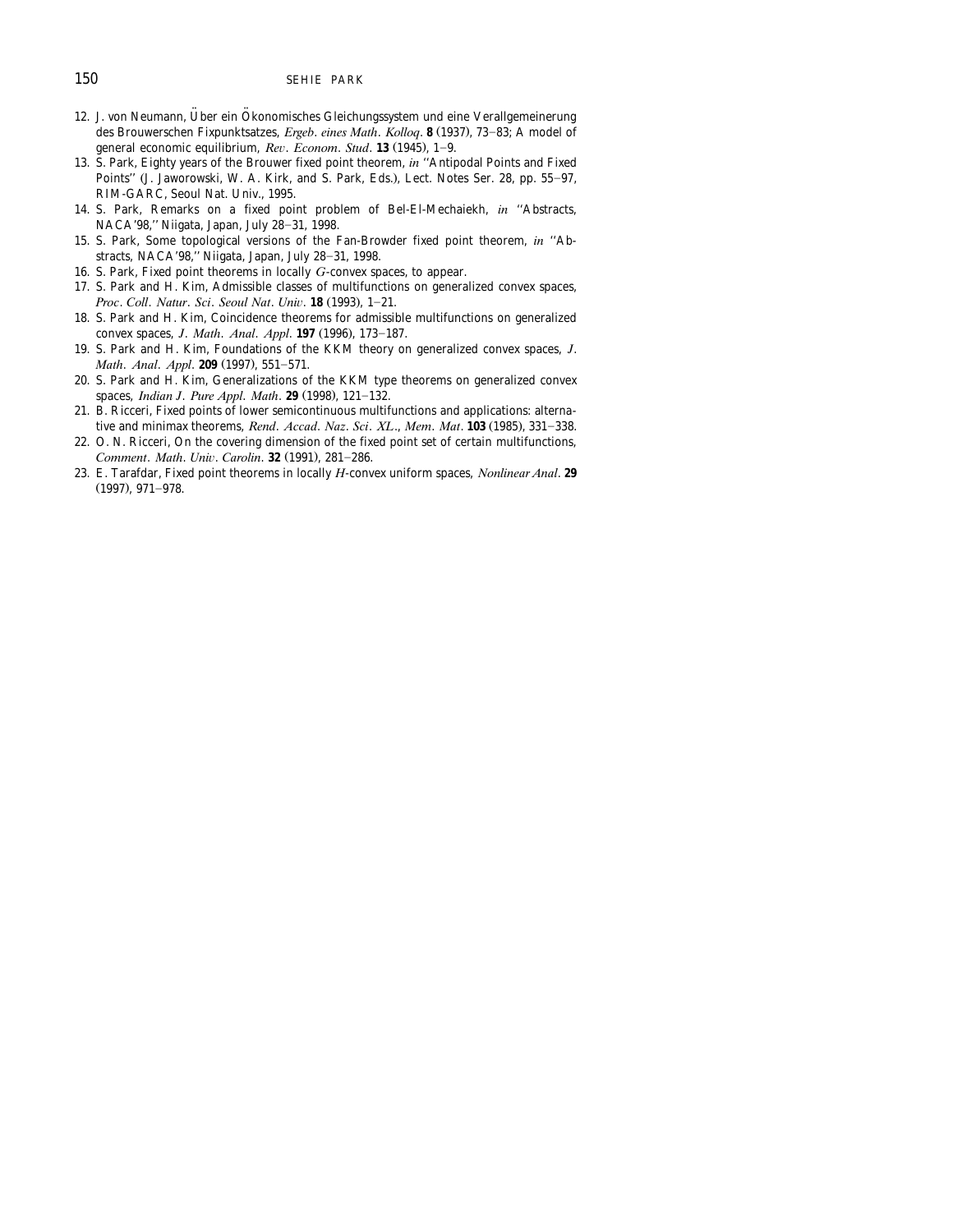12. J. von Neumann, Über ein Ökonomisches Gleichungssystem und eine Verallgemeinerung des Brouwerschen Fixpunktsatzes, *Ergeb. eines Math. Kolloq.* **8** (1937), 73–83; A model of general economic equilibrium, *Rev. Econom. Stud.* **13** (1945), 1–9.
13. S. Park, Eighty years of the Brouwer fixed point theorem, *in* "Antipodal Points and Fixed Points" (J. Jaworowski, W. A. Kirk, and S. Park, Eds.), Lect. Notes Ser. 28, pp. 55–97, RIM-GARC, Seoul Nat. Univ., 1995.
14. S. Park, Remarks on a fixed point problem of Bel-El-Mechaiekh, *in* "Abstracts, NACA'98," Niigata, Japan, July 28–31, 1998.
15. S. Park, Some topological versions of the Fan-Browder fixed point theorem, *in* "Abstracts, NACA'98," Niigata, Japan, July 28–31, 1998.
16. S. Park, Fixed point theorems in locally $G$-convex spaces, to appear.
17. S. Park and H. Kim, Admissible classes of multifunctions on generalized convex spaces, *Proc. Coll. Natur. Sci. Seoul Nat. Univ.* **18** (1993), 1–21.
18. S. Park and H. Kim, Coincidence theorems for admissible multifunctions on generalized convex spaces, *J. Math. Anal. Appl.* **197** (1996), 173–187.
19. S. Park and H. Kim, Foundations of the KKM theory on generalized convex spaces, *J. Math. Anal. Appl.* **209** (1997), 551–571.
20. S. Park and H. Kim, Generalizations of the KKM type theorems on generalized convex spaces, *Indian J. Pure Appl. Math.* **29** (1998), 121–132.
21. B. Ricceri, Fixed points of lower semicontinuous multifunctions and applications: alternative and minimax theorems, *Rend. Accad. Naz. Sci. XL., Mem. Mat.* **103** (1985), 331–338.
22. O. N. Ricceri, On the covering dimension of the fixed point set of certain multifunctions, *Comment. Math. Univ. Carolin.* **32** (1991), 281–286.
23. E. Tarafdar, Fixed point theorems in locally $H$-convex uniform spaces, *Nonlinear Anal.* **29** (1997), 971–978.